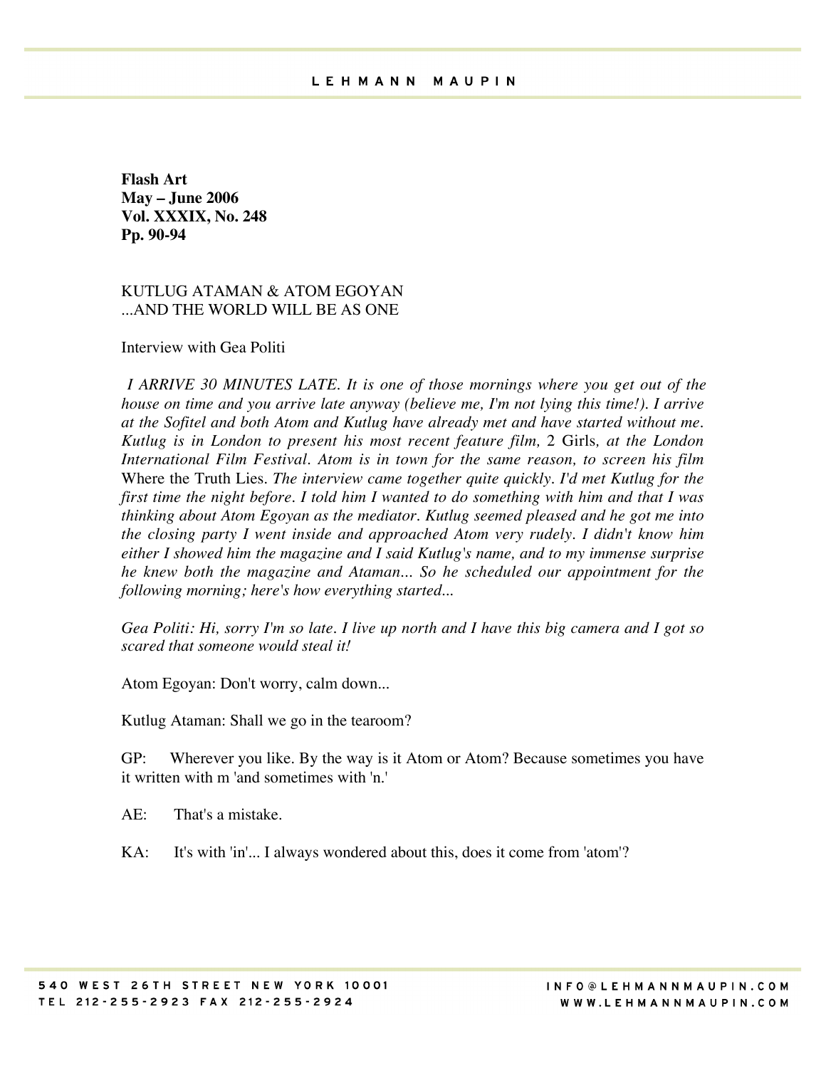**Flash Art**
**May – June 2006**
**Vol. XXXIX, No. 248**
**Pp. 90-94**

KUTLUG ATAMAN & ATOM EGOYAN
...AND THE WORLD WILL BE AS ONE

Interview with Gea Politi

*I ARRIVE 30 MINUTES LATE. It is one of those mornings where you get out of the house on time and you arrive late anyway (believe me, I'm not lying this time!). I arrive at the Sofitel and both Atom and Kutlug have already met and have started without me. Kutlug is in London to present his most recent feature film,* 2 Girls*, at the London International Film Festival. Atom is in town for the same reason, to screen his film* Where the Truth Lies*. The interview came together quite quickly. I'd met Kutlug for the first time the night before. I told him I wanted to do something with him and that I was thinking about Atom Egoyan as the mediator. Kutlug seemed pleased and he got me into the closing party I went inside and approached Atom very rudely. I didn't know him either I showed him the magazine and I said Kutlug's name, and to my immense surprise he knew both the magazine and Ataman... So he scheduled our appointment for the following morning; here's how everything started...*

*Gea Politi: Hi, sorry I'm so late. I live up north and I have this big camera and I got so scared that someone would steal it!*

Atom Egoyan: Don't worry, calm down...

Kutlug Ataman: Shall we go in the tearoom?

GP: Wherever you like. By the way is it Atom or Atom? Because sometimes you have it written with m 'and sometimes with 'n.'

AE: That's a mistake.

KA: It's with 'in'... I always wondered about this, does it come from 'atom'?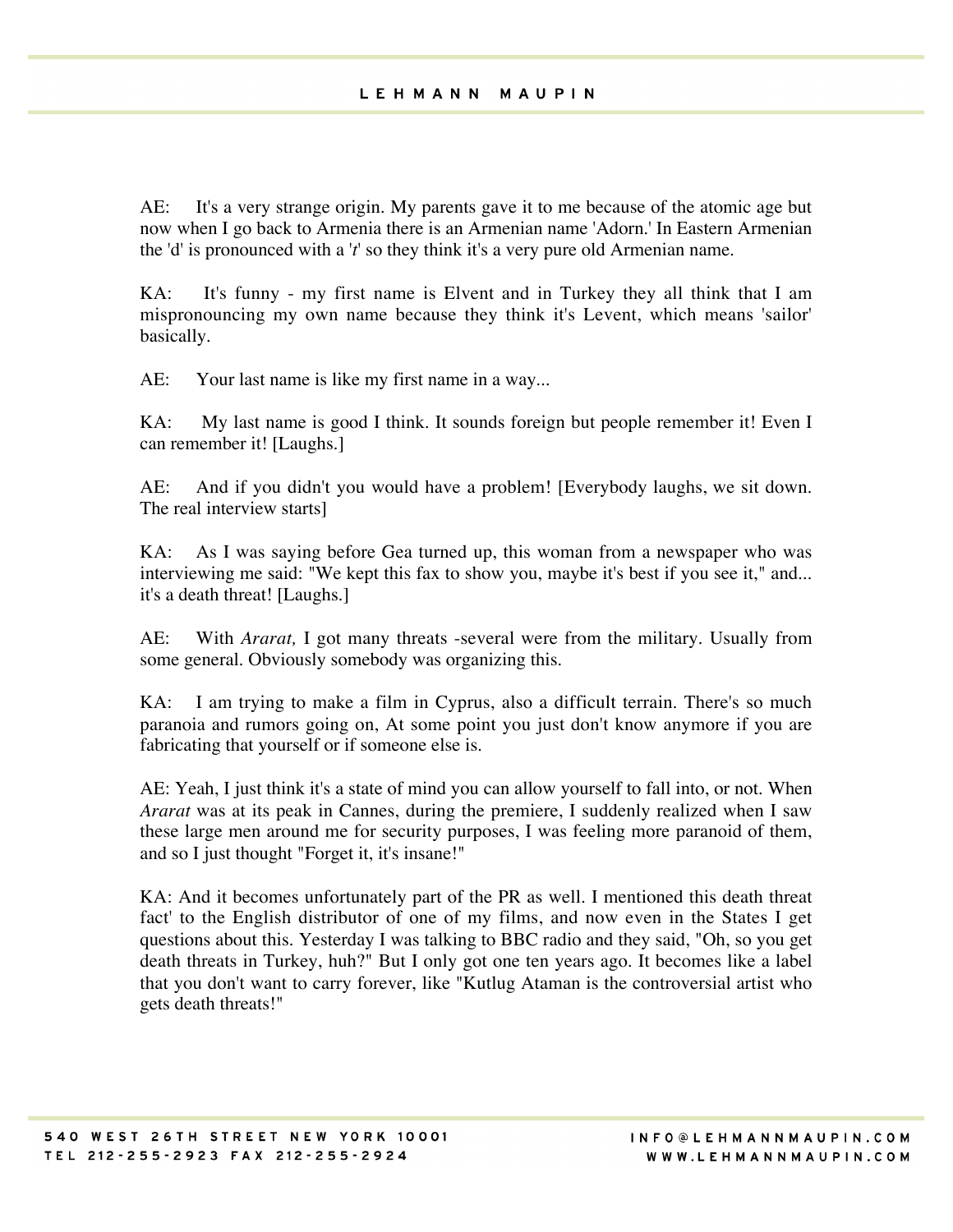AE: It's a very strange origin. My parents gave it to me because of the atomic age but now when I go back to Armenia there is an Armenian name 'Adorn.' In Eastern Armenian the 'd' is pronounced with a '*t*' so they think it's a very pure old Armenian name.

KA: It's funny - my first name is Elvent and in Turkey they all think that I am mispronouncing my own name because they think it's Levent, which means 'sailor' basically.

AE: Your last name is like my first name in a way...

KA: My last name is good I think. It sounds foreign but people remember it! Even I can remember it! [Laughs.]

AE: And if you didn't you would have a problem! [Everybody laughs, we sit down. The real interview starts]

KA: As I was saying before Gea turned up, this woman from a newspaper who was interviewing me said: "We kept this fax to show you, maybe it's best if you see it," and... it's a death threat! [Laughs.]

AE: With *Ararat,* I got many threats -several were from the military. Usually from some general. Obviously somebody was organizing this.

KA: I am trying to make a film in Cyprus, also a difficult terrain. There's so much paranoia and rumors going on, At some point you just don't know anymore if you are fabricating that yourself or if someone else is.

AE: Yeah, I just think it's a state of mind you can allow yourself to fall into, or not. When *Ararat* was at its peak in Cannes, during the premiere, I suddenly realized when I saw these large men around me for security purposes, I was feeling more paranoid of them, and so I just thought "Forget it, it's insane!"

KA: And it becomes unfortunately part of the PR as well. I mentioned this death threat fact' to the English distributor of one of my films, and now even in the States I get questions about this. Yesterday I was talking to BBC radio and they said, "Oh, so you get death threats in Turkey, huh?" But I only got one ten years ago. It becomes like a label that you don't want to carry forever, like "Kutlug Ataman is the controversial artist who gets death threats!"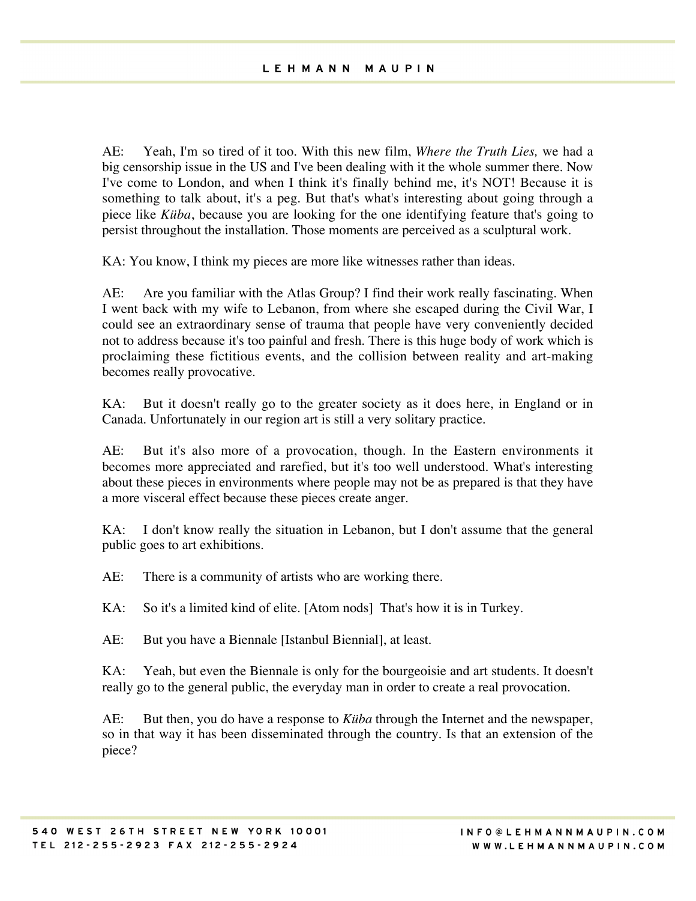AE: Yeah, I'm so tired of it too. With this new film, *Where the Truth Lies,* we had a big censorship issue in the US and I've been dealing with it the whole summer there. Now I've come to London, and when I think it's finally behind me, it's NOT! Because it is something to talk about, it's a peg. But that's what's interesting about going through a piece like *Küba*, because you are looking for the one identifying feature that's going to persist throughout the installation. Those moments are perceived as a sculptural work.

KA: You know, I think my pieces are more like witnesses rather than ideas.

AE: Are you familiar with the Atlas Group? I find their work really fascinating. When I went back with my wife to Lebanon, from where she escaped during the Civil War, I could see an extraordinary sense of trauma that people have very conveniently decided not to address because it's too painful and fresh. There is this huge body of work which is proclaiming these fictitious events, and the collision between reality and art-making becomes really provocative.

KA: But it doesn't really go to the greater society as it does here, in England or in Canada. Unfortunately in our region art is still a very solitary practice.

AE: But it's also more of a provocation, though. In the Eastern environments it becomes more appreciated and rarefied, but it's too well understood. What's interesting about these pieces in environments where people may not be as prepared is that they have a more visceral effect because these pieces create anger.

KA: I don't know really the situation in Lebanon, but I don't assume that the general public goes to art exhibitions.

AE: There is a community of artists who are working there.

KA: So it's a limited kind of elite. [Atom nods] That's how it is in Turkey.

AE: But you have a Biennale [Istanbul Biennial], at least.

KA: Yeah, but even the Biennale is only for the bourgeoisie and art students. It doesn't really go to the general public, the everyday man in order to create a real provocation.

AE: But then, you do have a response to *Küba* through the Internet and the newspaper, so in that way it has been disseminated through the country. Is that an extension of the piece?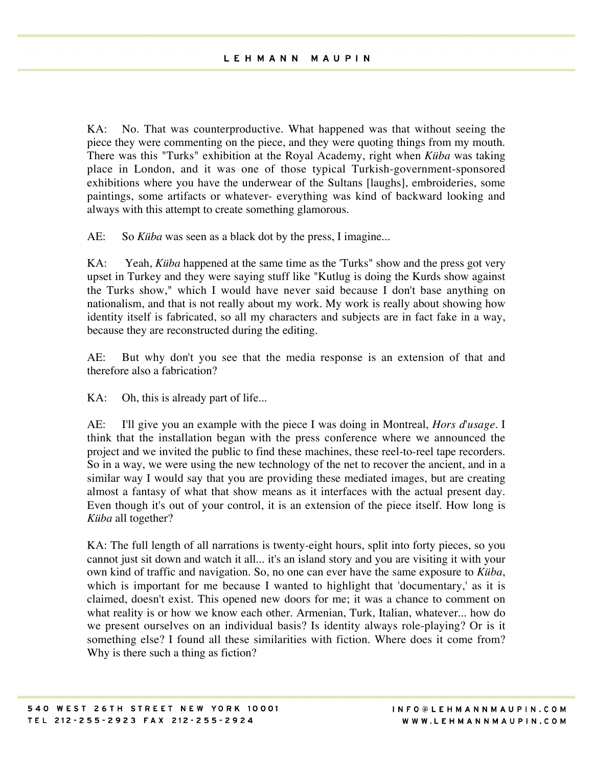KA: No. That was counterproductive. What happened was that without seeing the piece they were commenting on the piece, and they were quoting things from my mouth. There was this "Turks" exhibition at the Royal Academy, right when *Küba* was taking place in London, and it was one of those typical Turkish-government-sponsored exhibitions where you have the underwear of the Sultans [laughs], embroideries, some paintings, some artifacts or whatever- everything was kind of backward looking and always with this attempt to create something glamorous.

AE: So *Küba* was seen as a black dot by the press, I imagine...

KA: Yeah, *Küba* happened at the same time as the 'Turks" show and the press got very upset in Turkey and they were saying stuff like "Kutlug is doing the Kurds show against the Turks show," which I would have never said because I don't base anything on nationalism, and that is not really about my work. My work is really about showing how identity itself is fabricated, so all my characters and subjects are in fact fake in a way, because they are reconstructed during the editing.

AE: But why don't you see that the media response is an extension of that and therefore also a fabrication?

KA: Oh, this is already part of life...

AE: I'll give you an example with the piece I was doing in Montreal, *Hors d'usage*. I think that the installation began with the press conference where we announced the project and we invited the public to find these machines, these reel-to-reel tape recorders. So in a way, we were using the new technology of the net to recover the ancient, and in a similar way I would say that you are providing these mediated images, but are creating almost a fantasy of what that show means as it interfaces with the actual present day. Even though it's out of your control, it is an extension of the piece itself. How long is *Küba* all together?

KA: The full length of all narrations is twenty-eight hours, split into forty pieces, so you cannot just sit down and watch it all... it's an island story and you are visiting it with your own kind of traffic and navigation. So, no one can ever have the same exposure to *Küba*, which is important for me because I wanted to highlight that 'documentary,' as it is claimed, doesn't exist. This opened new doors for me; it was a chance to comment on what reality is or how we know each other. Armenian, Turk, Italian, whatever... how do we present ourselves on an individual basis? Is identity always role-playing? Or is it something else? I found all these similarities with fiction. Where does it come from? Why is there such a thing as fiction?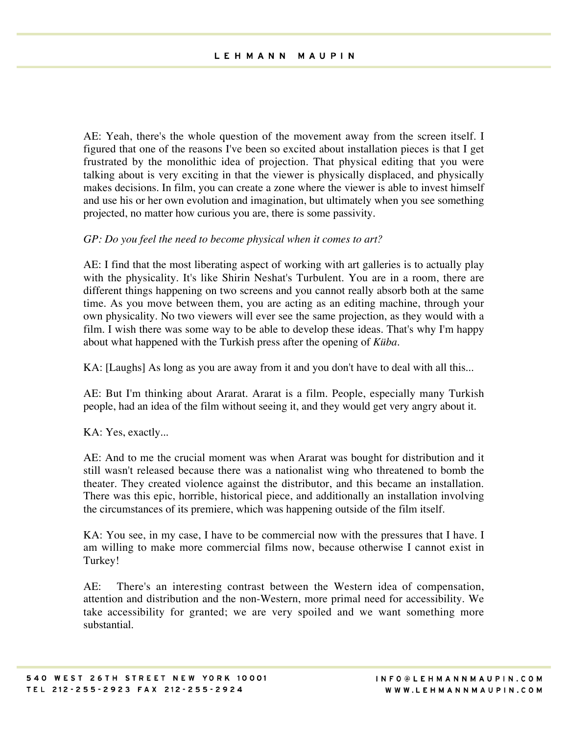AE: Yeah, there's the whole question of the movement away from the screen itself. I figured that one of the reasons I've been so excited about installation pieces is that I get frustrated by the monolithic idea of projection. That physical editing that you were talking about is very exciting in that the viewer is physically displaced, and physically makes decisions. In film, you can create a zone where the viewer is able to invest himself and use his or her own evolution and imagination, but ultimately when you see something projected, no matter how curious you are, there is some passivity.

*GP: Do you feel the need to become physical when it comes to art?*

AE: I find that the most liberating aspect of working with art galleries is to actually play with the physicality. It's like Shirin Neshat's Turbulent. You are in a room, there are different things happening on two screens and you cannot really absorb both at the same time. As you move between them, you are acting as an editing machine, through your own physicality. No two viewers will ever see the same projection, as they would with a film. I wish there was some way to be able to develop these ideas. That's why I'm happy about what happened with the Turkish press after the opening of *Küba*.

KA: [Laughs] As long as you are away from it and you don't have to deal with all this...

AE: But I'm thinking about Ararat. Ararat is a film. People, especially many Turkish people, had an idea of the film without seeing it, and they would get very angry about it.

KA: Yes, exactly...

AE: And to me the crucial moment was when Ararat was bought for distribution and it still wasn't released because there was a nationalist wing who threatened to bomb the theater. They created violence against the distributor, and this became an installation. There was this epic, horrible, historical piece, and additionally an installation involving the circumstances of its premiere, which was happening outside of the film itself.

KA: You see, in my case, I have to be commercial now with the pressures that I have. I am willing to make more commercial films now, because otherwise I cannot exist in Turkey!

AE: There's an interesting contrast between the Western idea of compensation, attention and distribution and the non-Western, more primal need for accessibility. We take accessibility for granted; we are very spoiled and we want something more substantial.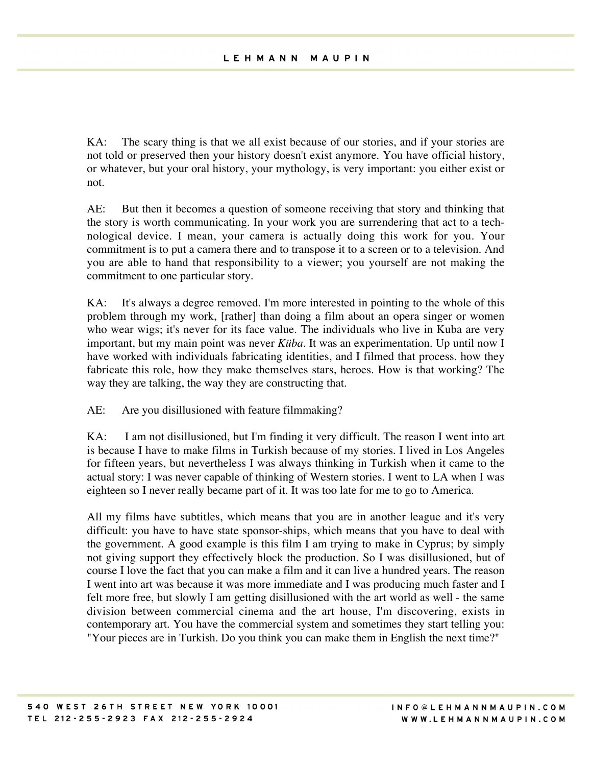KA: The scary thing is that we all exist because of our stories, and if your stories are not told or preserved then your history doesn't exist anymore. You have official history, or whatever, but your oral history, your mythology, is very important: you either exist or not.

AE: But then it becomes a question of someone receiving that story and thinking that the story is worth communicating. In your work you are surrendering that act to a technological device. I mean, your camera is actually doing this work for you. Your commitment is to put a camera there and to transpose it to a screen or to a television. And you are able to hand that responsibility to a viewer; you yourself are not making the commitment to one particular story.

KA: It's always a degree removed. I'm more interested in pointing to the whole of this problem through my work, [rather] than doing a film about an opera singer or women who wear wigs; it's never for its face value. The individuals who live in Kuba are very important, but my main point was never *Küba*. It was an experimentation. Up until now I have worked with individuals fabricating identities, and I filmed that process. how they fabricate this role, how they make themselves stars, heroes. How is that working? The way they are talking, the way they are constructing that.

AE: Are you disillusioned with feature filmmaking?

KA: I am not disillusioned, but I'm finding it very difficult. The reason I went into art is because I have to make films in Turkish because of my stories. I lived in Los Angeles for fifteen years, but nevertheless I was always thinking in Turkish when it came to the actual story: I was never capable of thinking of Western stories. I went to LA when I was eighteen so I never really became part of it. It was too late for me to go to America.

All my films have subtitles, which means that you are in another league and it's very difficult: you have to have state sponsor-ships, which means that you have to deal with the government. A good example is this film I am trying to make in Cyprus; by simply not giving support they effectively block the production. So I was disillusioned, but of course I love the fact that you can make a film and it can live a hundred years. The reason I went into art was because it was more immediate and I was producing much faster and I felt more free, but slowly I am getting disillusioned with the art world as well - the same division between commercial cinema and the art house, I'm discovering, exists in contemporary art. You have the commercial system and sometimes they start telling you: "Your pieces are in Turkish. Do you think you can make them in English the next time?"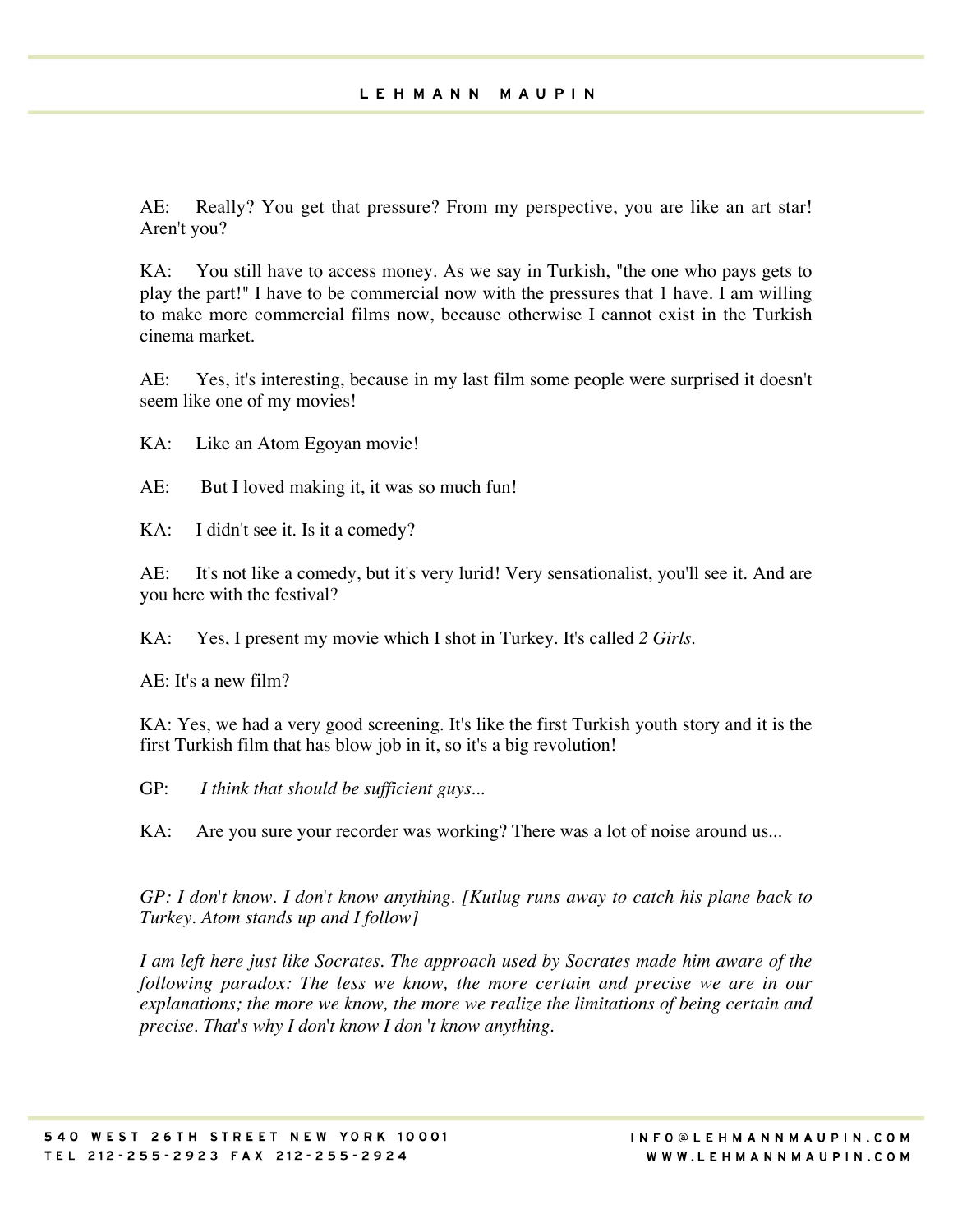AE: Really? You get that pressure? From my perspective, you are like an art star! Aren't you?

KA: You still have to access money. As we say in Turkish, "the one who pays gets to play the part!" I have to be commercial now with the pressures that 1 have. I am willing to make more commercial films now, because otherwise I cannot exist in the Turkish cinema market.

AE: Yes, it's interesting, because in my last film some people were surprised it doesn't seem like one of my movies!

KA: Like an Atom Egoyan movie!

AE: But I loved making it, it was so much fun!

KA: I didn't see it. Is it a comedy?

AE: It's not like a comedy, but it's very lurid! Very sensationalist, you'll see it. And are you here with the festival?

KA: Yes, I present my movie which I shot in Turkey. It's called *2 Girls.*

AE: It's a new film?

KA: Yes, we had a very good screening. It's like the first Turkish youth story and it is the first Turkish film that has blow job in it, so it's a big revolution!

GP: *I think that should be sufficient guys...*

KA: Are you sure your recorder was working? There was a lot of noise around us...

*GP: I don't know. I don't know anything. [Kutlug runs away to catch his plane back to Turkey. Atom stands up and I follow]*

*I am left here just like Socrates. The approach used by Socrates made him aware of the following paradox: The less we know, the more certain and precise we are in our explanations; the more we know, the more we realize the limitations of being certain and precise. That's why I don't know I don't know anything.*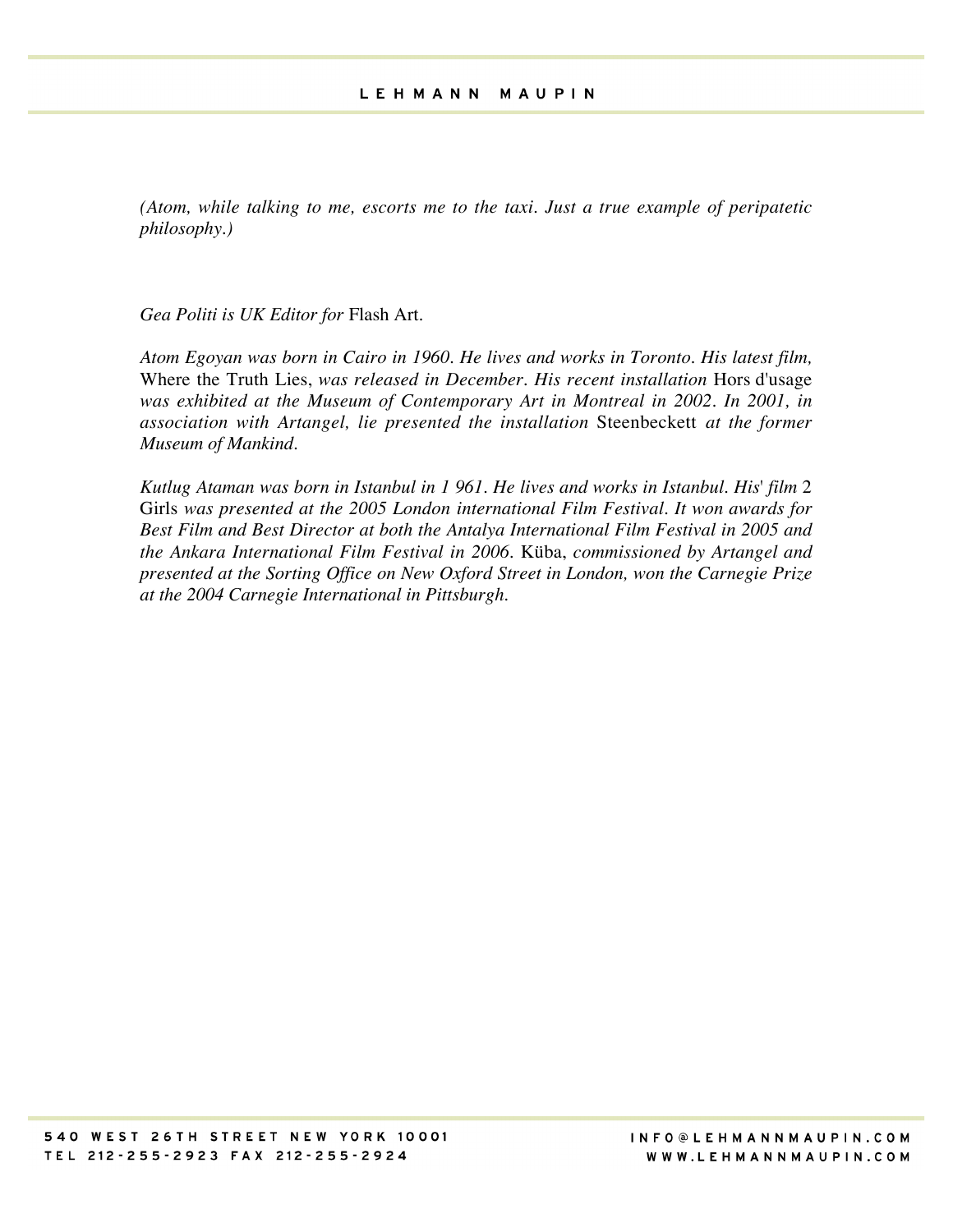*(Atom, while talking to me, escorts me to the taxi. Just a true example of peripatetic philosophy.)*

*Gea Politi is UK Editor for* Flash Art.

*Atom Egoyan was born in Cairo in 1960. He lives and works in Toronto. His latest film,* Where the Truth Lies, *was released in December. His recent installation* Hors d'usage *was exhibited at the Museum of Contemporary Art in Montreal in 2002. In 2001, in association with Artangel, lie presented the installation* Steenbeckett *at the former Museum of Mankind.*

*Kutlug Ataman was born in Istanbul in 1 961. He lives and works in Istanbul. His' film* 2 Girls *was presented at the 2005 London international Film Festival. It won awards for Best Film and Best Director at both the Antalya International Film Festival in 2005 and the Ankara International Film Festival in 2006.* Küba, *commissioned by Artangel and presented at the Sorting Office on New Oxford Street in London, won the Carnegie Prize at the 2004 Carnegie International in Pittsburgh.*